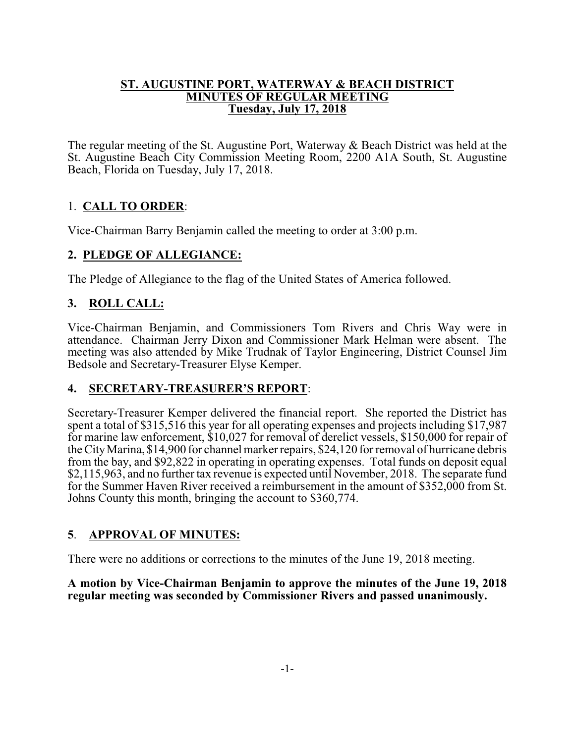# ST. AUGUSTINE PORT, WATERWAY & BEACH DISTRICT
## MINUTES OF REGULAR MEETING
### Tuesday, July 17, 2018

The regular meeting of the St. Augustine Port, Waterway & Beach District was held at the St. Augustine Beach City Commission Meeting Room, 2200 A1A South, St. Augustine Beach, Florida on Tuesday, July 17, 2018.

## 1. **CALL TO ORDER**:

Vice-Chairman Barry Benjamin called the meeting to order at 3:00 p.m.

## 2. **PLEDGE OF ALLEGIANCE:**

The Pledge of Allegiance to the flag of the United States of America followed.

## 3. **ROLL CALL:**

Vice-Chairman Benjamin, and Commissioners Tom Rivers and Chris Way were in attendance. Chairman Jerry Dixon and Commissioner Mark Helman were absent. The meeting was also attended by Mike Trudnak of Taylor Engineering, District Counsel Jim Bedsole and Secretary-Treasurer Elyse Kemper.

## 4. **SECRETARY-TREASURER'S REPORT**:

Secretary-Treasurer Kemper delivered the financial report. She reported the District has spent a total of $315,516 this year for all operating expenses and projects including $17,987 for marine law enforcement, $10,027 for removal of derelict vessels, $150,000 for repair of the City Marina, $14,900 for channel marker repairs, $24,120 for removal of hurricane debris from the bay, and $92,822 in operating in operating expenses. Total funds on deposit equal $2,115,963, and no further tax revenue is expected until November, 2018. The separate fund for the Summer Haven River received a reimbursement in the amount of $352,000 from St. Johns County this month, bringing the account to $360,774.

## 5. **APPROVAL OF MINUTES:**

There were no additions or corrections to the minutes of the June 19, 2018 meeting.

**A motion by Vice-Chairman Benjamin to approve the minutes of the June 19, 2018 regular meeting was seconded by Commissioner Rivers and passed unanimously.**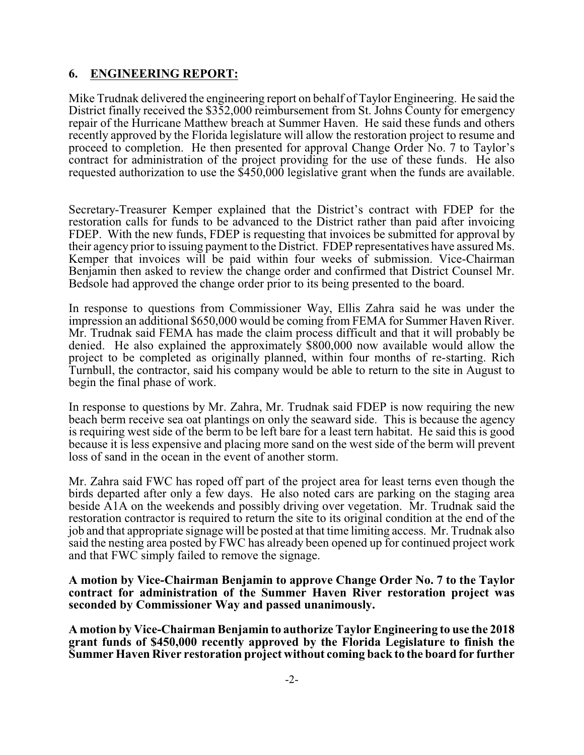## 6. ENGINEERING REPORT:

Mike Trudnak delivered the engineering report on behalf of Taylor Engineering. He said the District finally received the $352,000 reimbursement from St. Johns County for emergency repair of the Hurricane Matthew breach at Summer Haven. He said these funds and others recently approved by the Florida legislature will allow the restoration project to resume and proceed to completion. He then presented for approval Change Order No. 7 to Taylor's contract for administration of the project providing for the use of these funds. He also requested authorization to use the $450,000 legislative grant when the funds are available.

Secretary-Treasurer Kemper explained that the District's contract with FDEP for the restoration calls for funds to be advanced to the District rather than paid after invoicing FDEP. With the new funds, FDEP is requesting that invoices be submitted for approval by their agency prior to issuing payment to the District. FDEP representatives have assured Ms. Kemper that invoices will be paid within four weeks of submission. Vice-Chairman Benjamin then asked to review the change order and confirmed that District Counsel Mr. Bedsole had approved the change order prior to its being presented to the board.

In response to questions from Commissioner Way, Ellis Zahra said he was under the impression an additional $650,000 would be coming from FEMA for Summer Haven River. Mr. Trudnak said FEMA has made the claim process difficult and that it will probably be denied. He also explained the approximately $800,000 now available would allow the project to be completed as originally planned, within four months of re-starting. Rich Turnbull, the contractor, said his company would be able to return to the site in August to begin the final phase of work.

In response to questions by Mr. Zahra, Mr. Trudnak said FDEP is now requiring the new beach berm receive sea oat plantings on only the seaward side. This is because the agency is requiring west side of the berm to be left bare for a least tern habitat. He said this is good because it is less expensive and placing more sand on the west side of the berm will prevent loss of sand in the ocean in the event of another storm.

Mr. Zahra said FWC has roped off part of the project area for least terns even though the birds departed after only a few days. He also noted cars are parking on the staging area beside A1A on the weekends and possibly driving over vegetation. Mr. Trudnak said the restoration contractor is required to return the site to its original condition at the end of the job and that appropriate signage will be posted at that time limiting access. Mr. Trudnak also said the nesting area posted by FWC has already been opened up for continued project work and that FWC simply failed to remove the signage.

**A motion by Vice-Chairman Benjamin to approve Change Order No. 7 to the Taylor contract for administration of the Summer Haven River restoration project was seconded by Commissioner Way and passed unanimously.**

**A motion by Vice-Chairman Benjamin to authorize Taylor Engineering to use the 2018 grant funds of $450,000 recently approved by the Florida Legislature to finish the Summer Haven River restoration project without coming back to the board for further**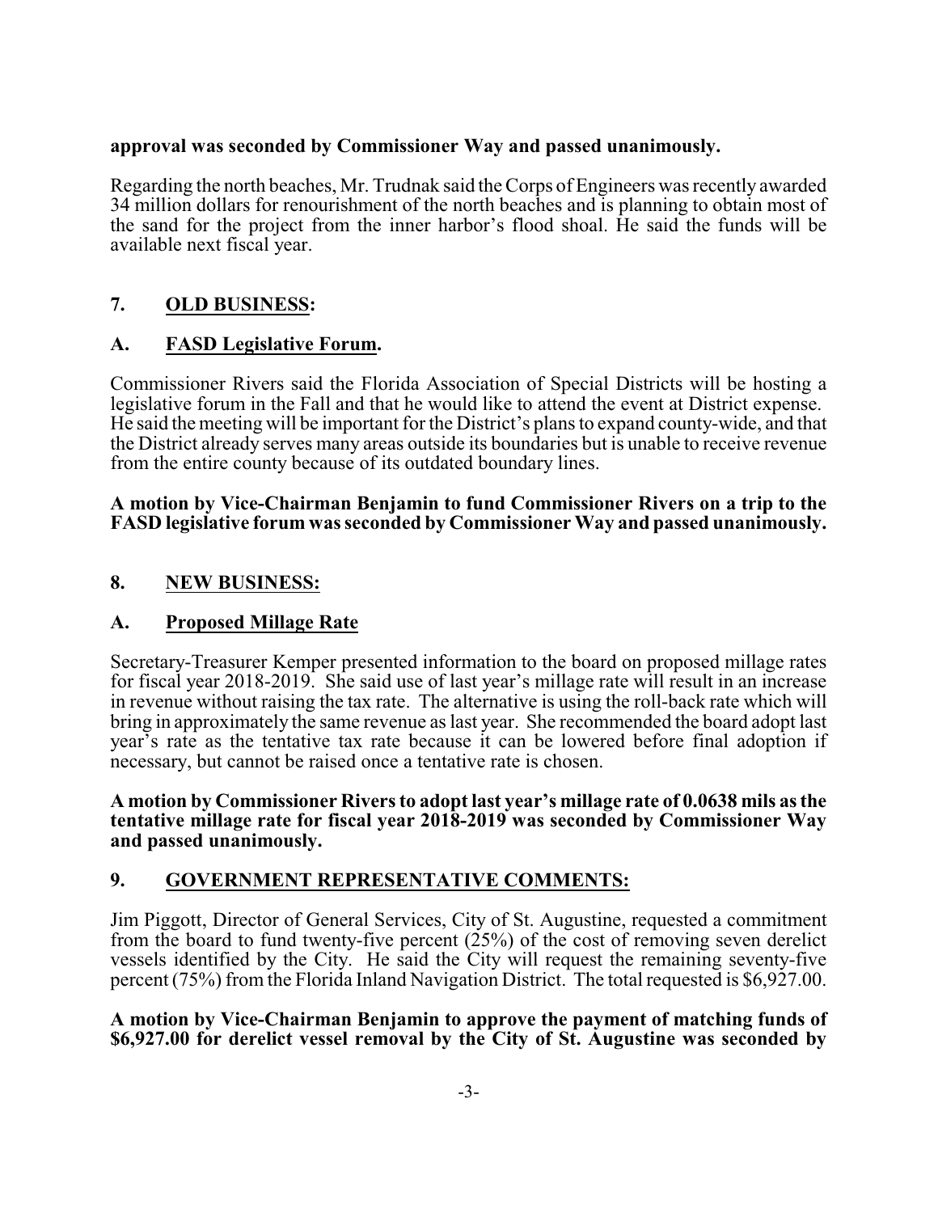**approval was seconded by Commissioner Way and passed unanimously.**

Regarding the north beaches, Mr. Trudnak said the Corps of Engineers was recently awarded 34 million dollars for renourishment of the north beaches and is planning to obtain most of the sand for the project from the inner harbor's flood shoal. He said the funds will be available next fiscal year.

## 7. OLD BUSINESS:

### A. FASD Legislative Forum.

Commissioner Rivers said the Florida Association of Special Districts will be hosting a legislative forum in the Fall and that he would like to attend the event at District expense. He said the meeting will be important for the District's plans to expand county-wide, and that the District already serves many areas outside its boundaries but is unable to receive revenue from the entire county because of its outdated boundary lines.

**A motion by Vice-Chairman Benjamin to fund Commissioner Rivers on a trip to the FASD legislative forum was seconded by Commissioner Way and passed unanimously.**

## 8. NEW BUSINESS:

### A. Proposed Millage Rate

Secretary-Treasurer Kemper presented information to the board on proposed millage rates for fiscal year 2018-2019. She said use of last year's millage rate will result in an increase in revenue without raising the tax rate. The alternative is using the roll-back rate which will bring in approximately the same revenue as last year. She recommended the board adopt last year's rate as the tentative tax rate because it can be lowered before final adoption if necessary, but cannot be raised once a tentative rate is chosen.

**A motion by Commissioner Rivers to adopt last year's millage rate of 0.0638 mils as the tentative millage rate for fiscal year 2018-2019 was seconded by Commissioner Way and passed unanimously.**

## 9. GOVERNMENT REPRESENTATIVE COMMENTS:

Jim Piggott, Director of General Services, City of St. Augustine, requested a commitment from the board to fund twenty-five percent (25%) of the cost of removing seven derelict vessels identified by the City. He said the City will request the remaining seventy-five percent (75%) from the Florida Inland Navigation District. The total requested is $6,927.00.

**A motion by Vice-Chairman Benjamin to approve the payment of matching funds of $6,927.00 for derelict vessel removal by the City of St. Augustine was seconded by**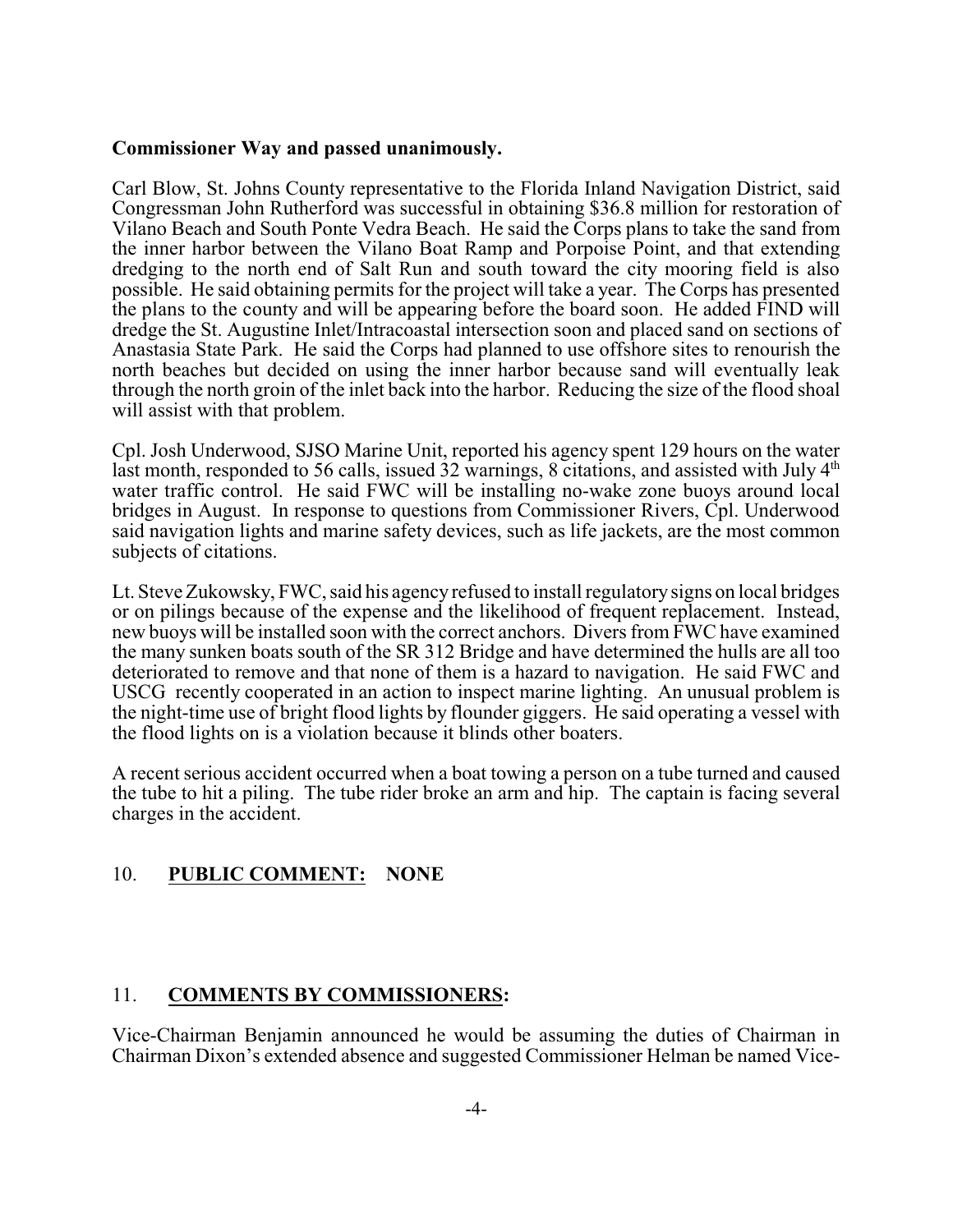**Commissioner Way and passed unanimously.**

Carl Blow, St. Johns County representative to the Florida Inland Navigation District, said Congressman John Rutherford was successful in obtaining \$36.8 million for restoration of Vilano Beach and South Ponte Vedra Beach. He said the Corps plans to take the sand from the inner harbor between the Vilano Boat Ramp and Porpoise Point, and that extending dredging to the north end of Salt Run and south toward the city mooring field is also possible. He said obtaining permits for the project will take a year. The Corps has presented the plans to the county and will be appearing before the board soon. He added FIND will dredge the St. Augustine Inlet/Intracoastal intersection soon and placed sand on sections of Anastasia State Park. He said the Corps had planned to use offshore sites to renourish the north beaches but decided on using the inner harbor because sand will eventually leak through the north groin of the inlet back into the harbor. Reducing the size of the flood shoal will assist with that problem.

Cpl. Josh Underwood, SJSO Marine Unit, reported his agency spent 129 hours on the water last month, responded to 56 calls, issued 32 warnings, 8 citations, and assisted with July 4th water traffic control. He said FWC will be installing no-wake zone buoys around local bridges in August. In response to questions from Commissioner Rivers, Cpl. Underwood said navigation lights and marine safety devices, such as life jackets, are the most common subjects of citations.

Lt. Steve Zukowsky, FWC, said his agency refused to install regulatory signs on local bridges or on pilings because of the expense and the likelihood of frequent replacement. Instead, new buoys will be installed soon with the correct anchors. Divers from FWC have examined the many sunken boats south of the SR 312 Bridge and have determined the hulls are all too deteriorated to remove and that none of them is a hazard to navigation. He said FWC and USCG recently cooperated in an action to inspect marine lighting. An unusual problem is the night-time use of bright flood lights by flounder giggers. He said operating a vessel with the flood lights on is a violation because it blinds other boaters.

A recent serious accident occurred when a boat towing a person on a tube turned and caused the tube to hit a piling. The tube rider broke an arm and hip. The captain is facing several charges in the accident.

## 10. **PUBLIC COMMENT: NONE**

## 11. **COMMENTS BY COMMISSIONERS:**

Vice-Chairman Benjamin announced he would be assuming the duties of Chairman in Chairman Dixon's extended absence and suggested Commissioner Helman be named Vice-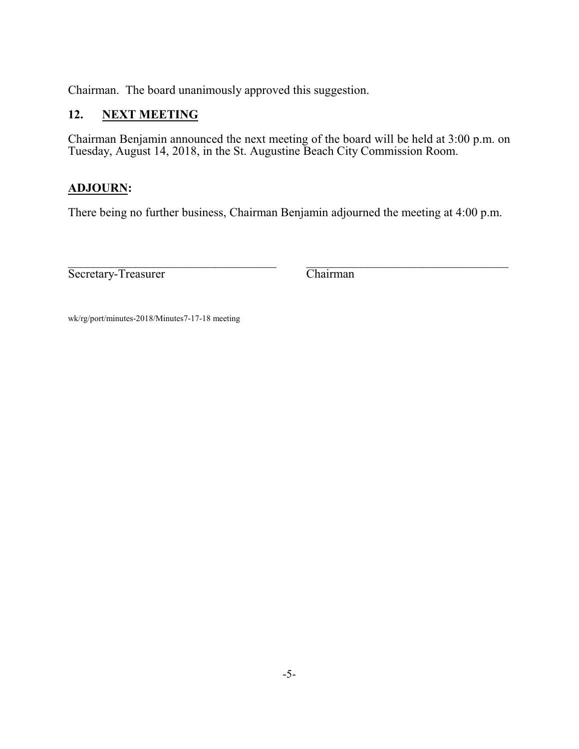Chairman. The board unanimously approved this suggestion.

## 12. NEXT MEETING

Chairman Benjamin announced the next meeting of the board will be held at 3:00 p.m. on Tuesday, August 14, 2018, in the St. Augustine Beach City Commission Room.

## ADJOURN:

There being no further business, Chairman Benjamin adjourned the meeting at 4:00 p.m.

\_\_\_\_\_\_\_\_\_\_\_\_\_\_\_\_\_\_\_\_\_\_\_\_\_\_\_\_\_\_\_\_\_\_\_
Secretary-Treasurer

\_\_\_\_\_\_\_\_\_\_\_\_\_\_\_\_\_\_\_\_\_\_\_\_\_\_\_\_\_\_\_\_\_\_\_
Chairman

wk/rg/port/minutes-2018/Minutes7-17-18 meeting